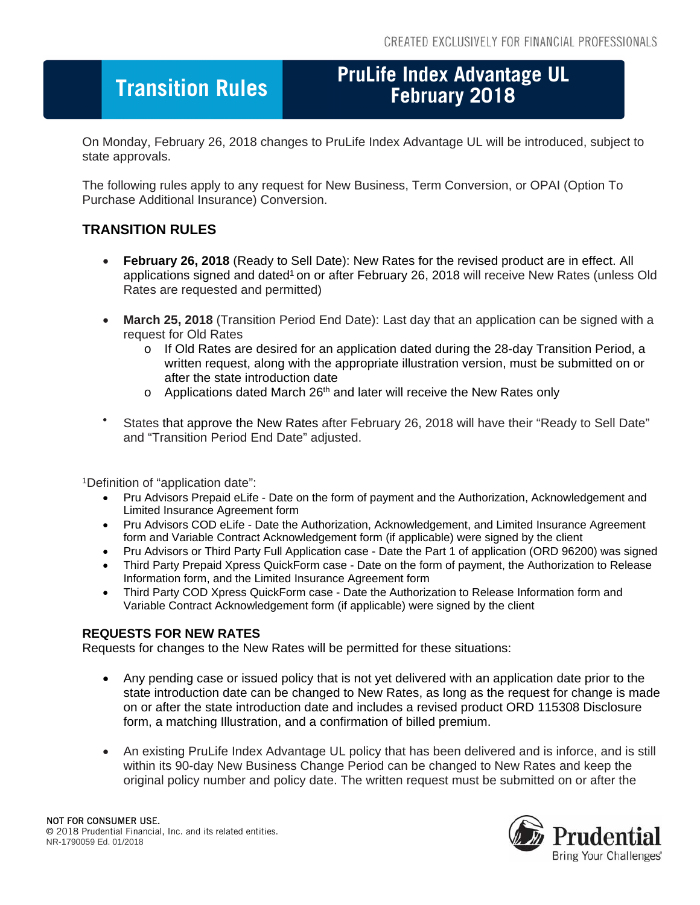CREATED EXCLUSIVELY FOR FINANCIAL PROFESSIONALS

# Transition Rules

# PruLife Index Advantage UL February 2018

On Monday, February 26, 2018 changes to PruLife Index Advantage UL will be introduced, subject to state approvals.

The following rules apply to any request for New Business, Term Conversion, or OPAI (Option To Purchase Additional Insurance) Conversion.

## TRANSITION RULES

- **February 26, 2018** (Ready to Sell Date): New Rates for the revised product are in effect. All applications signed and dated[1] on or after February 26, 2018 will receive New Rates (unless Old Rates are requested and permitted)
- **March 25, 2018** (Transition Period End Date): Last day that an application can be signed with a request for Old Rates
  - If Old Rates are desired for an application dated during the 28-day Transition Period, a written request, along with the appropriate illustration version, must be submitted on or after the state introduction date
  - Applications dated March 26th and later will receive the New Rates only
- States that approve the New Rates after February 26, 2018 will have their "Ready to Sell Date" and "Transition Period End Date" adjusted.

[1]Definition of "application date":

- Pru Advisors Prepaid eLife - Date on the form of payment and the Authorization, Acknowledgement and Limited Insurance Agreement form
- Pru Advisors COD eLife - Date the Authorization, Acknowledgement, and Limited Insurance Agreement form and Variable Contract Acknowledgement form (if applicable) were signed by the client
- Pru Advisors or Third Party Full Application case - Date the Part 1 of application (ORD 96200) was signed
- Third Party Prepaid Xpress QuickForm case - Date on the form of payment, the Authorization to Release Information form, and the Limited Insurance Agreement form
- Third Party COD Xpress QuickForm case - Date the Authorization to Release Information form and Variable Contract Acknowledgement form (if applicable) were signed by the client

## REQUESTS FOR NEW RATES

Requests for changes to the New Rates will be permitted for these situations:

- Any pending case or issued policy that is not yet delivered with an application date prior to the state introduction date can be changed to New Rates, as long as the request for change is made on or after the state introduction date and includes a revised product ORD 115308 Disclosure form, a matching Illustration, and a confirmation of billed premium.
- An existing PruLife Index Advantage UL policy that has been delivered and is inforce, and is still within its 90-day New Business Change Period can be changed to New Rates and keep the original policy number and policy date. The written request must be submitted on or after the

NOT FOR CONSUMER USE.
© 2018 Prudential Financial, Inc. and its related entities.
NR-1790059 Ed. 01/2018

Prudential
Bring Your Challenges®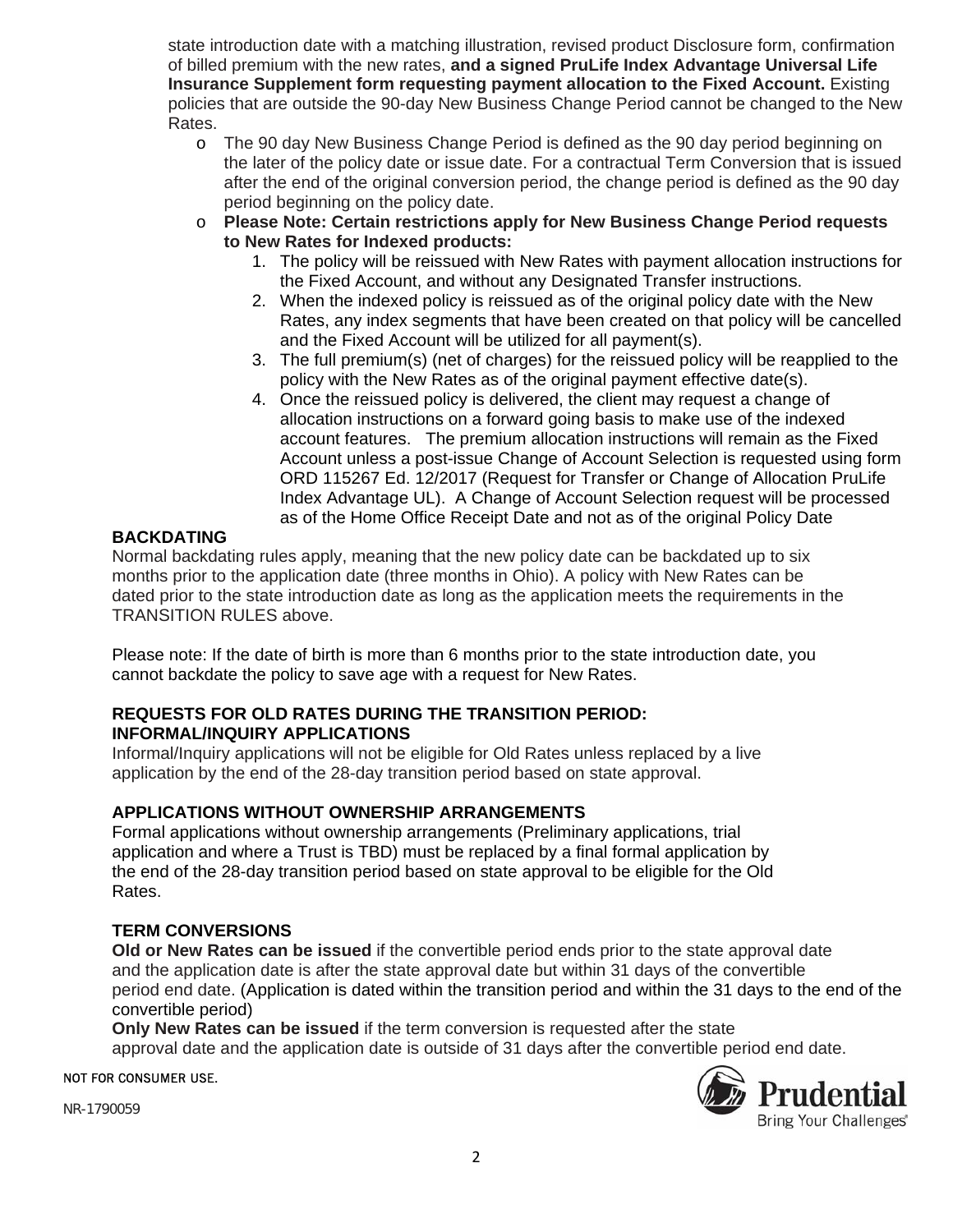state introduction date with a matching illustration, revised product Disclosure form, confirmation of billed premium with the new rates, **and a signed PruLife Index Advantage Universal Life Insurance Supplement form requesting payment allocation to the Fixed Account.** Existing policies that are outside the 90-day New Business Change Period cannot be changed to the New Rates.

- The 90 day New Business Change Period is defined as the 90 day period beginning on the later of the policy date or issue date. For a contractual Term Conversion that is issued after the end of the original conversion period, the change period is defined as the 90 day period beginning on the policy date.
- **Please Note: Certain restrictions apply for New Business Change Period requests to New Rates for Indexed products:**
  1. The policy will be reissued with New Rates with payment allocation instructions for the Fixed Account, and without any Designated Transfer instructions.
  2. When the indexed policy is reissued as of the original policy date with the New Rates, any index segments that have been created on that policy will be cancelled and the Fixed Account will be utilized for all payment(s).
  3. The full premium(s) (net of charges) for the reissued policy will be reapplied to the policy with the New Rates as of the original payment effective date(s).
  4. Once the reissued policy is delivered, the client may request a change of allocation instructions on a forward going basis to make use of the indexed account features. The premium allocation instructions will remain as the Fixed Account unless a post-issue Change of Account Selection is requested using form ORD 115267 Ed. 12/2017 (Request for Transfer or Change of Allocation PruLife Index Advantage UL). A Change of Account Selection request will be processed as of the Home Office Receipt Date and not as of the original Policy Date

**BACKDATING**

Normal backdating rules apply, meaning that the new policy date can be backdated up to six months prior to the application date (three months in Ohio). A policy with New Rates can be dated prior to the state introduction date as long as the application meets the requirements in the TRANSITION RULES above.

Please note: If the date of birth is more than 6 months prior to the state introduction date, you cannot backdate the policy to save age with a request for New Rates.

**REQUESTS FOR OLD RATES DURING THE TRANSITION PERIOD:**
**INFORMAL/INQUIRY APPLICATIONS**

Informal/Inquiry applications will not be eligible for Old Rates unless replaced by a live application by the end of the 28-day transition period based on state approval.

**APPLICATIONS WITHOUT OWNERSHIP ARRANGEMENTS**

Formal applications without ownership arrangements (Preliminary applications, trial application and where a Trust is TBD) must be replaced by a final formal application by the end of the 28-day transition period based on state approval to be eligible for the Old Rates.

**TERM CONVERSIONS**

**Old or New Rates can be issued** if the convertible period ends prior to the state approval date and the application date is after the state approval date but within 31 days of the convertible period end date. (Application is dated within the transition period and within the 31 days to the end of the convertible period)

**Only New Rates can be issued** if the term conversion is requested after the state approval date and the application date is outside of 31 days after the convertible period end date.

NOT FOR CONSUMER USE.

NR-1790059